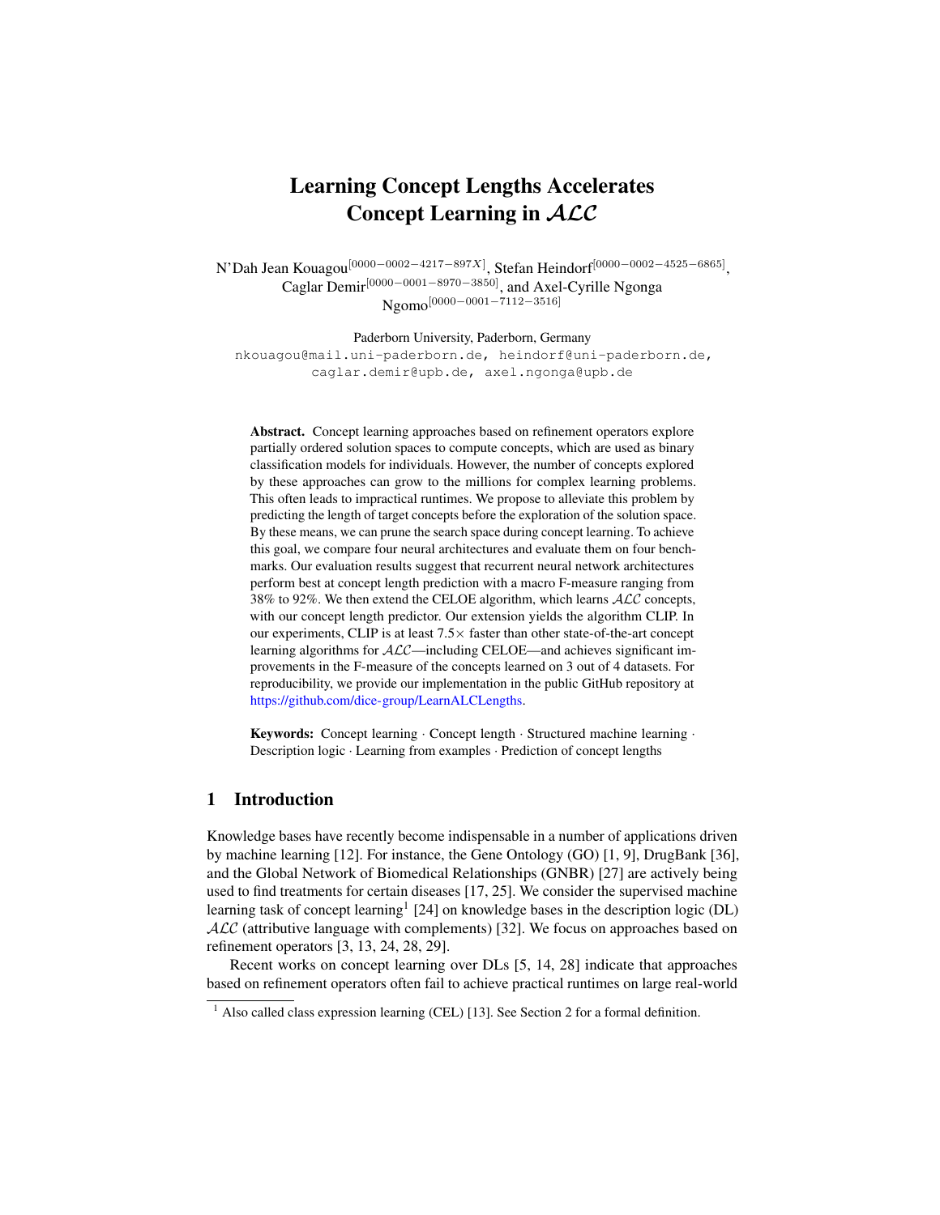# Learning Concept Lengths Accelerates Concept Learning in $\mathcal{ALC}$

N'Dah Jean Kouagou[0000-0002-4217-897X], Stefan Heindorf[0000-0002-4525-6865], Caglar Demir[0000-0001-8970-3850], and Axel-Cyrille Ngonga Ngomo[0000-0001-7112-3516]

Paderborn University, Paderborn, Germany
nkouagou@mail.uni-paderborn.de, heindorf@uni-paderborn.de, caglar.demir@upb.de, axel.ngonga@upb.de

**Abstract.** Concept learning approaches based on refinement operators explore partially ordered solution spaces to compute concepts, which are used as binary classification models for individuals. However, the number of concepts explored by these approaches can grow to the millions for complex learning problems. This often leads to impractical runtimes. We propose to alleviate this problem by predicting the length of target concepts before the exploration of the solution space. By these means, we can prune the search space during concept learning. To achieve this goal, we compare four neural architectures and evaluate them on four benchmarks. Our evaluation results suggest that recurrent neural network architectures perform best at concept length prediction with a macro F-measure ranging from 38% to 92%. We then extend the CELOE algorithm, which learns $\mathcal{ALC}$ concepts, with our concept length predictor. Our extension yields the algorithm CLIP. In our experiments, CLIP is at least 7.5× faster than other state-of-the-art concept learning algorithms for $\mathcal{ALC}$—including CELOE—and achieves significant improvements in the F-measure of the concepts learned on 3 out of 4 datasets. For reproducibility, we provide our implementation in the public GitHub repository at https://github.com/dice-group/LearnALCLengths.

**Keywords:** Concept learning · Concept length · Structured machine learning · Description logic · Learning from examples · Prediction of concept lengths

## 1 Introduction

Knowledge bases have recently become indispensable in a number of applications driven by machine learning [12]. For instance, the Gene Ontology (GO) [1, 9], DrugBank [36], and the Global Network of Biomedical Relationships (GNBR) [27] are actively being used to find treatments for certain diseases [17, 25]. We consider the supervised machine learning task of concept learning[1] [24] on knowledge bases in the description logic (DL) $\mathcal{ALC}$ (attributive language with complements) [32]. We focus on approaches based on refinement operators [3, 13, 24, 28, 29].

Recent works on concept learning over DLs [5, 14, 28] indicate that approaches based on refinement operators often fail to achieve practical runtimes on large real-world

[1] Also called class expression learning (CEL) [13]. See Section 2 for a formal definition.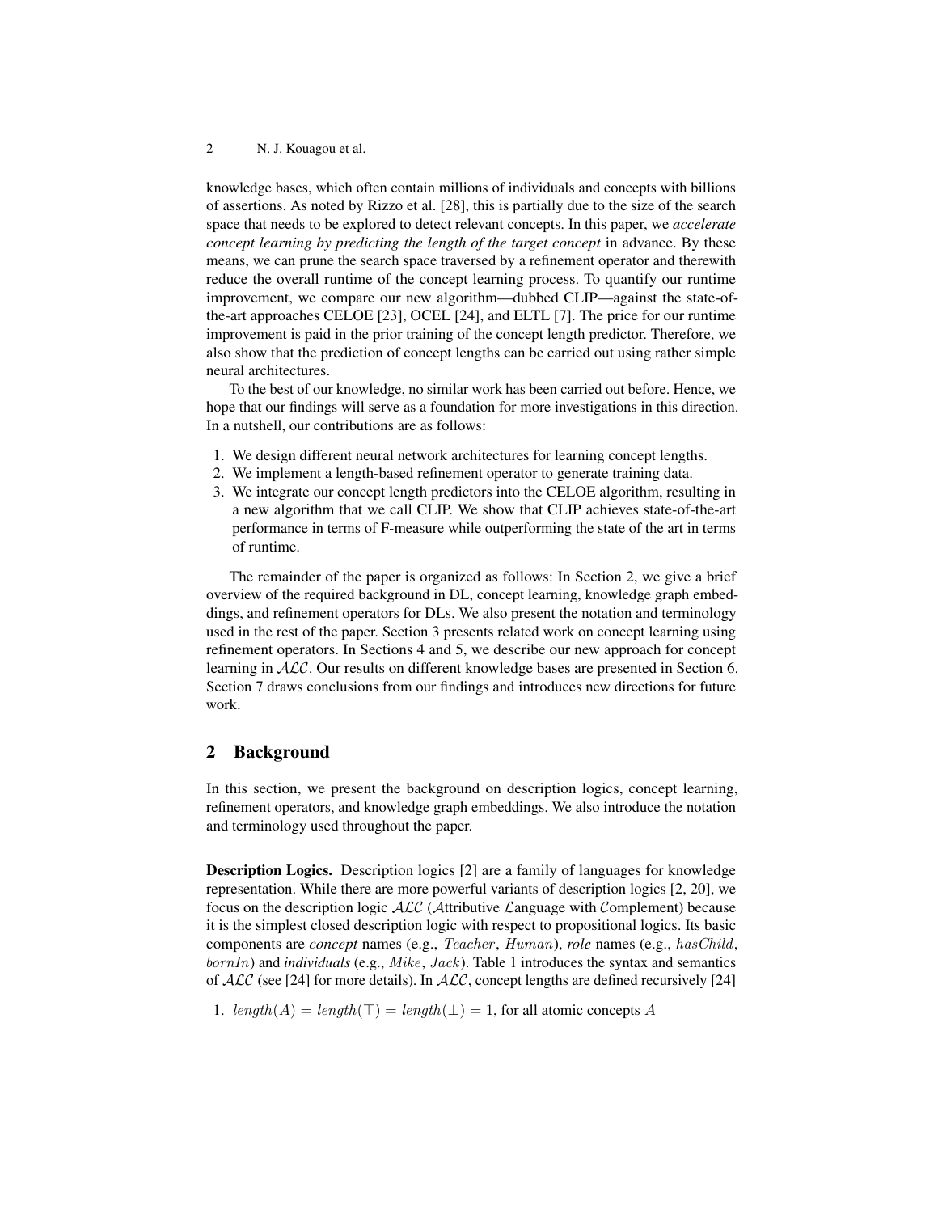knowledge bases, which often contain millions of individuals and concepts with billions of assertions. As noted by Rizzo et al. [28], this is partially due to the size of the search space that needs to be explored to detect relevant concepts. In this paper, we *accelerate concept learning by predicting the length of the target concept* in advance. By these means, we can prune the search space traversed by a refinement operator and therewith reduce the overall runtime of the concept learning process. To quantify our runtime improvement, we compare our new algorithm—dubbed CLIP—against the state-of-the-art approaches CELOE [23], OCEL [24], and ELTL [7]. The price for our runtime improvement is paid in the prior training of the concept length predictor. Therefore, we also show that the prediction of concept lengths can be carried out using rather simple neural architectures.

To the best of our knowledge, no similar work has been carried out before. Hence, we hope that our findings will serve as a foundation for more investigations in this direction. In a nutshell, our contributions are as follows:

1. We design different neural network architectures for learning concept lengths.
2. We implement a length-based refinement operator to generate training data.
3. We integrate our concept length predictors into the CELOE algorithm, resulting in a new algorithm that we call CLIP. We show that CLIP achieves state-of-the-art performance in terms of F-measure while outperforming the state of the art in terms of runtime.

The remainder of the paper is organized as follows: In Section 2, we give a brief overview of the required background in DL, concept learning, knowledge graph embeddings, and refinement operators for DLs. We also present the notation and terminology used in the rest of the paper. Section 3 presents related work on concept learning using refinement operators. In Sections 4 and 5, we describe our new approach for concept learning in $\mathcal{ALC}$. Our results on different knowledge bases are presented in Section 6. Section 7 draws conclusions from our findings and introduces new directions for future work.

## 2 Background

In this section, we present the background on description logics, concept learning, refinement operators, and knowledge graph embeddings. We also introduce the notation and terminology used throughout the paper.

**Description Logics.** Description logics [2] are a family of languages for knowledge representation. While there are more powerful variants of description logics [2, 20], we focus on the description logic $\mathcal{ALC}$ ($\mathcal{A}$ttributive $\mathcal{L}$anguage with $\mathcal{C}$omplement) because it is the simplest closed description logic with respect to propositional logics. Its basic components are *concept* names (e.g., $Teacher$, $Human$), *role* names (e.g., $hasChild$, $bornIn$) and *individuals* (e.g., $Mike$, $Jack$). Table 1 introduces the syntax and semantics of $\mathcal{ALC}$ (see [24] for more details). In $\mathcal{ALC}$, concept lengths are defined recursively [24]

1. $length(A) = length(\top) = length(\bot) = 1$, for all atomic concepts $A$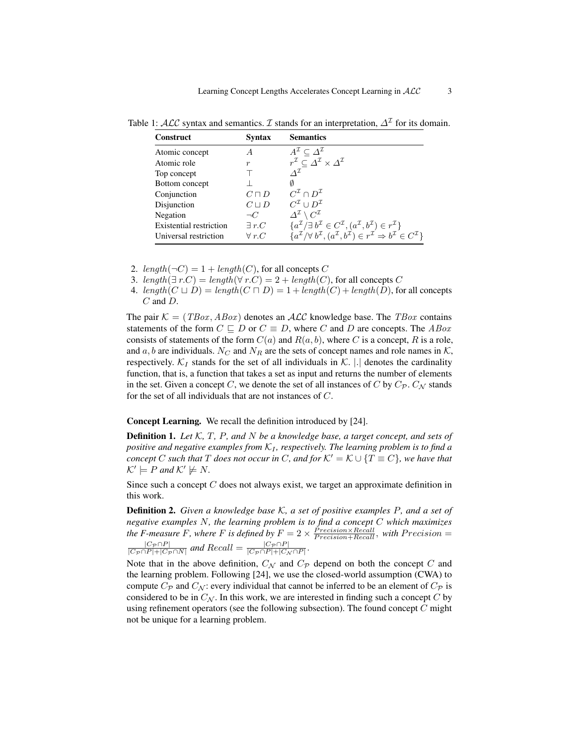Table 1: $\mathcal{ALC}$ syntax and semantics. $\mathcal{I}$ stands for an interpretation, $\Delta^{\mathcal{I}}$ for its domain.

| Construct | Syntax | Semantics |
|---|---|---|
| Atomic concept | $A$ | $A^{\mathcal{I}} \subseteq \Delta^{\mathcal{I}}$ |
| Atomic role | $r$ | $r^{\mathcal{I}} \subseteq \Delta^{\mathcal{I}} \times \Delta^{\mathcal{I}}$ |
| Top concept | $\top$ | $\Delta^{\mathcal{I}}$ |
| Bottom concept | $\bot$ | $\emptyset$ |
| Conjunction | $C \sqcap D$ | $C^{\mathcal{I}} \cap D^{\mathcal{I}}$ |
| Disjunction | $C \sqcup D$ | $C^{\mathcal{I}} \cup D^{\mathcal{I}}$ |
| Negation | $\neg C$ | $\Delta^{\mathcal{I}} \setminus C^{\mathcal{I}}$ |
| Existential restriction | $\exists\, r.C$ | $\{a^{\mathcal{I}} / \exists\, b^{\mathcal{I}} \in C^{\mathcal{I}}, (a^{\mathcal{I}}, b^{\mathcal{I}}) \in r^{\mathcal{I}}\}$ |
| Universal restriction | $\forall\, r.C$ | $\{a^{\mathcal{I}} / \forall\, b^{\mathcal{I}}, (a^{\mathcal{I}}, b^{\mathcal{I}}) \in r^{\mathcal{I}} \Rightarrow b^{\mathcal{I}} \in C^{\mathcal{I}}\}$ |

2. $length(\neg C) = 1 + length(C)$, for all concepts $C$
3. $length(\exists\, r.C) = length(\forall\, r.C) = 2 + length(C)$, for all concepts $C$
4. $length(C \sqcup D) = length(C \sqcap D) = 1 + length(C) + length(D)$, for all concepts $C$ and $D$.

The pair $\mathcal{K} = (TBox, ABox)$ denotes an $\mathcal{ALC}$ knowledge base. The $TBox$ contains statements of the form $C \sqsubseteq D$ or $C \equiv D$, where $C$ and $D$ are concepts. The $ABox$ consists of statements of the form $C(a)$ and $R(a, b)$, where $C$ is a concept, $R$ is a role, and $a, b$ are individuals. $N_C$ and $N_R$ are the sets of concept names and role names in $\mathcal{K}$, respectively. $\mathcal{K}_I$ stands for the set of all individuals in $\mathcal{K}$. $|.|$ denotes the cardinality function, that is, a function that takes a set as input and returns the number of elements in the set. Given a concept $C$, we denote the set of all instances of $C$ by $C_{\mathcal{P}}$. $C_{\mathcal{N}}$ stands for the set of all individuals that are not instances of $C$.

**Concept Learning.** We recall the definition introduced by [24].

**Definition 1.** *Let $\mathcal{K}$, $T$, $P$, and $N$ be a knowledge base, a target concept, and sets of positive and negative examples from $\mathcal{K}_I$, respectively. The learning problem is to find a concept $C$ such that $T$ does not occur in $C$, and for $\mathcal{K}' = \mathcal{K} \cup \{T \equiv C\}$, we have that $\mathcal{K}' \models P$ and $\mathcal{K}' \not\models N$.*

Since such a concept $C$ does not always exist, we target an approximate definition in this work.

**Definition 2.** *Given a knowledge base $\mathcal{K}$, a set of positive examples $P$, and a set of negative examples $N$, the learning problem is to find a concept $C$ which maximizes the F-measure $F$, where $F$ is defined by $F = 2 \times \frac{Precision \times Recall}{Precision + Recall}$, with $Precision = \frac{|C_{\mathcal{P}} \cap P|}{|C_{\mathcal{P}} \cap P| + |C_{\mathcal{P}} \cap N|}$ and $Recall = \frac{|C_{\mathcal{P}} \cap P|}{|C_{\mathcal{P}} \cap P| + |C_{\mathcal{N}} \cap P|}$.*

Note that in the above definition, $C_{\mathcal{N}}$ and $C_{\mathcal{P}}$ depend on both the concept $C$ and the learning problem. Following [24], we use the closed-world assumption (CWA) to compute $C_{\mathcal{P}}$ and $C_{\mathcal{N}}$: every individual that cannot be inferred to be an element of $C_{\mathcal{P}}$ is considered to be in $C_{\mathcal{N}}$. In this work, we are interested in finding such a concept $C$ by using refinement operators (see the following subsection). The found concept $C$ might not be unique for a learning problem.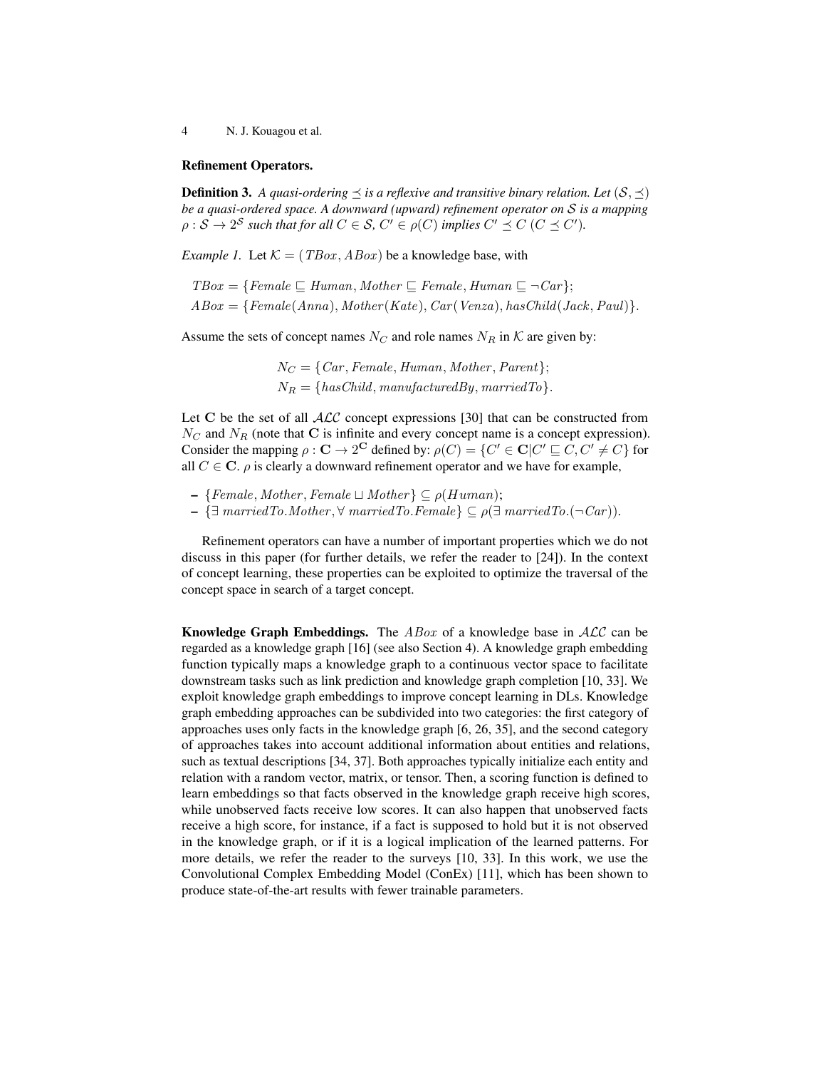**Refinement Operators.**

**Definition 3.** *A quasi-ordering $\preceq$ is a reflexive and transitive binary relation. Let $(\mathcal{S}, \preceq)$ be a quasi-ordered space. A downward (upward) refinement operator on $\mathcal{S}$ is a mapping $\rho : \mathcal{S} \to 2^{\mathcal{S}}$ such that for all $C \in \mathcal{S}$, $C' \in \rho(C)$ implies $C' \preceq C$ ($C \preceq C'$).*

*Example 1.* Let $\mathcal{K} = (\mathit{TBox}, \mathit{ABox})$ be a knowledge base, with

$$\mathit{TBox} = \{\mathit{Female} \sqsubseteq \mathit{Human}, \mathit{Mother} \sqsubseteq \mathit{Female}, \mathit{Human} \sqsubseteq \neg \mathit{Car}\};$$
$$\mathit{ABox} = \{\mathit{Female}(\mathit{Anna}), \mathit{Mother}(\mathit{Kate}), \mathit{Car}(\mathit{Venza}), \mathit{hasChild}(\mathit{Jack}, \mathit{Paul})\}.$$

Assume the sets of concept names $N_C$ and role names $N_R$ in $\mathcal{K}$ are given by:

$$N_C = \{\mathit{Car}, \mathit{Female}, \mathit{Human}, \mathit{Mother}, \mathit{Parent}\};$$
$$N_R = \{\mathit{hasChild}, \mathit{manufacturedBy}, \mathit{marriedTo}\}.$$

Let $\mathbf{C}$ be the set of all $\mathcal{ALC}$ concept expressions [30] that can be constructed from $N_C$ and $N_R$ (note that $\mathbf{C}$ is infinite and every concept name is a concept expression). Consider the mapping $\rho : \mathbf{C} \to 2^{\mathbf{C}}$ defined by: $\rho(C) = \{C' \in \mathbf{C} | C' \sqsubseteq C, C' \neq C\}$ for all $C \in \mathbf{C}$. $\rho$ is clearly a downward refinement operator and we have for example,

- $\{\mathit{Female}, \mathit{Mother}, \mathit{Female} \sqcup \mathit{Mother}\} \subseteq \rho(\mathit{Human})$;
- $\{\exists\ \mathit{marriedTo}.\mathit{Mother}, \forall\ \mathit{marriedTo}.\mathit{Female}\} \subseteq \rho(\exists\ \mathit{marriedTo}.(\neg \mathit{Car}))$.

Refinement operators can have a number of important properties which we do not discuss in this paper (for further details, we refer the reader to [24]). In the context of concept learning, these properties can be exploited to optimize the traversal of the concept space in search of a target concept.

**Knowledge Graph Embeddings.** The $\mathit{ABox}$ of a knowledge base in $\mathcal{ALC}$ can be regarded as a knowledge graph [16] (see also Section 4). A knowledge graph embedding function typically maps a knowledge graph to a continuous vector space to facilitate downstream tasks such as link prediction and knowledge graph completion [10, 33]. We exploit knowledge graph embeddings to improve concept learning in DLs. Knowledge graph embedding approaches can be subdivided into two categories: the first category of approaches uses only facts in the knowledge graph [6, 26, 35], and the second category of approaches takes into account additional information about entities and relations, such as textual descriptions [34, 37]. Both approaches typically initialize each entity and relation with a random vector, matrix, or tensor. Then, a scoring function is defined to learn embeddings so that facts observed in the knowledge graph receive high scores, while unobserved facts receive low scores. It can also happen that unobserved facts receive a high score, for instance, if a fact is supposed to hold but it is not observed in the knowledge graph, or if it is a logical implication of the learned patterns. For more details, we refer the reader to the surveys [10, 33]. In this work, we use the Convolutional Complex Embedding Model (ConEx) [11], which has been shown to produce state-of-the-art results with fewer trainable parameters.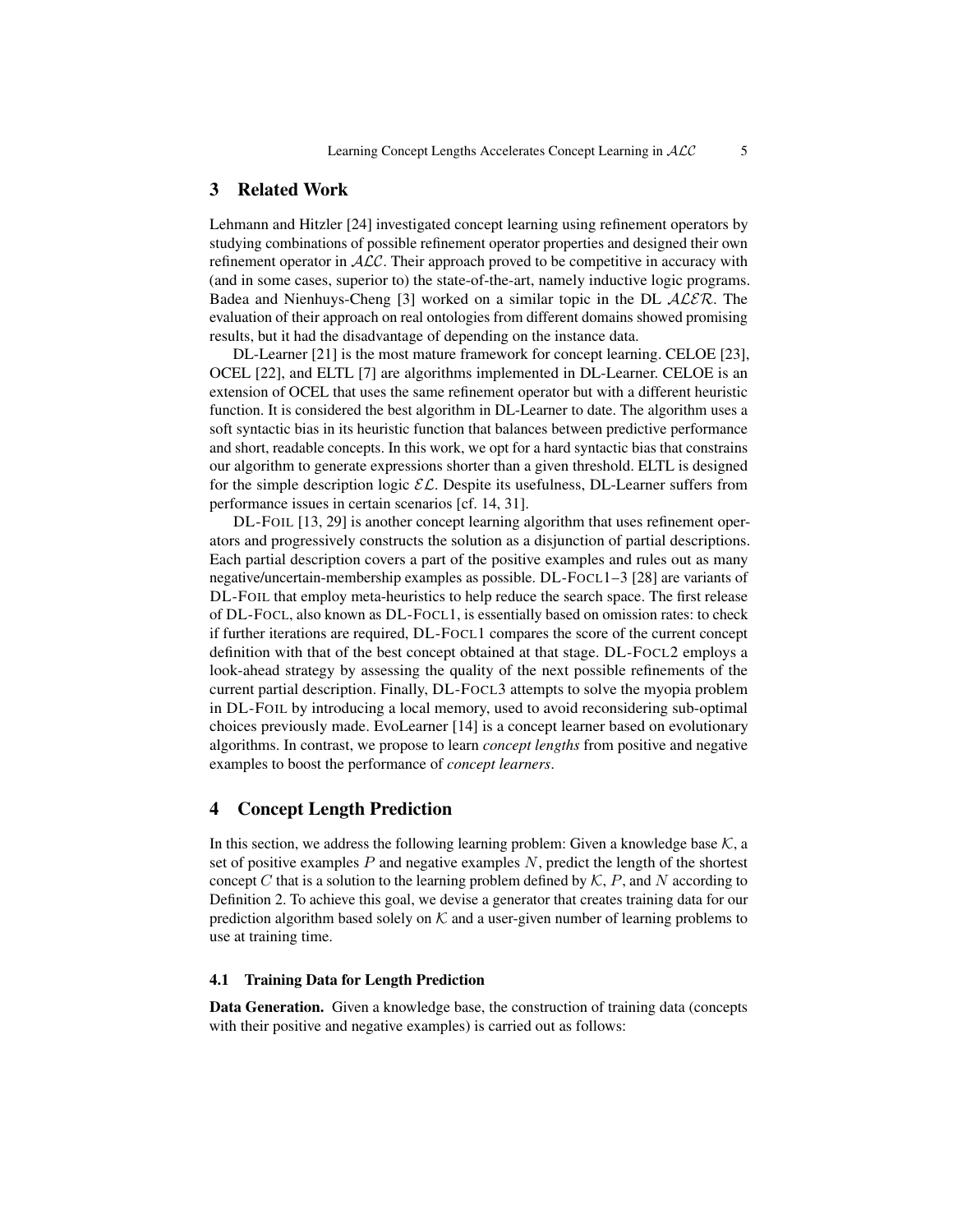## 3 Related Work

Lehmann and Hitzler [24] investigated concept learning using refinement operators by studying combinations of possible refinement operator properties and designed their own refinement operator in $\mathcal{ALC}$. Their approach proved to be competitive in accuracy with (and in some cases, superior to) the state-of-the-art, namely inductive logic programs. Badea and Nienhuys-Cheng [3] worked on a similar topic in the DL $\mathcal{ALER}$. The evaluation of their approach on real ontologies from different domains showed promising results, but it had the disadvantage of depending on the instance data.

DL-Learner [21] is the most mature framework for concept learning. CELOE [23], OCEL [22], and ELTL [7] are algorithms implemented in DL-Learner. CELOE is an extension of OCEL that uses the same refinement operator but with a different heuristic function. It is considered the best algorithm in DL-Learner to date. The algorithm uses a soft syntactic bias in its heuristic function that balances between predictive performance and short, readable concepts. In this work, we opt for a hard syntactic bias that constrains our algorithm to generate expressions shorter than a given threshold. ELTL is designed for the simple description logic $\mathcal{EL}$. Despite its usefulness, DL-Learner suffers from performance issues in certain scenarios [cf. 14, 31].

DL-FOIL [13, 29] is another concept learning algorithm that uses refinement operators and progressively constructs the solution as a disjunction of partial descriptions. Each partial description covers a part of the positive examples and rules out as many negative/uncertain-membership examples as possible. DL-FOCL1–3 [28] are variants of DL-FOIL that employ meta-heuristics to help reduce the search space. The first release of DL-FOCL, also known as DL-FOCL1, is essentially based on omission rates: to check if further iterations are required, DL-FOCL1 compares the score of the current concept definition with that of the best concept obtained at that stage. DL-FOCL2 employs a look-ahead strategy by assessing the quality of the next possible refinements of the current partial description. Finally, DL-FOCL3 attempts to solve the myopia problem in DL-FOIL by introducing a local memory, used to avoid reconsidering sub-optimal choices previously made. EvoLearner [14] is a concept learner based on evolutionary algorithms. In contrast, we propose to learn *concept lengths* from positive and negative examples to boost the performance of *concept learners*.

## 4 Concept Length Prediction

In this section, we address the following learning problem: Given a knowledge base $\mathcal{K}$, a set of positive examples $P$ and negative examples $N$, predict the length of the shortest concept $C$ that is a solution to the learning problem defined by $\mathcal{K}$, $P$, and $N$ according to Definition 2. To achieve this goal, we devise a generator that creates training data for our prediction algorithm based solely on $\mathcal{K}$ and a user-given number of learning problems to use at training time.

### 4.1 Training Data for Length Prediction

**Data Generation.** Given a knowledge base, the construction of training data (concepts with their positive and negative examples) is carried out as follows: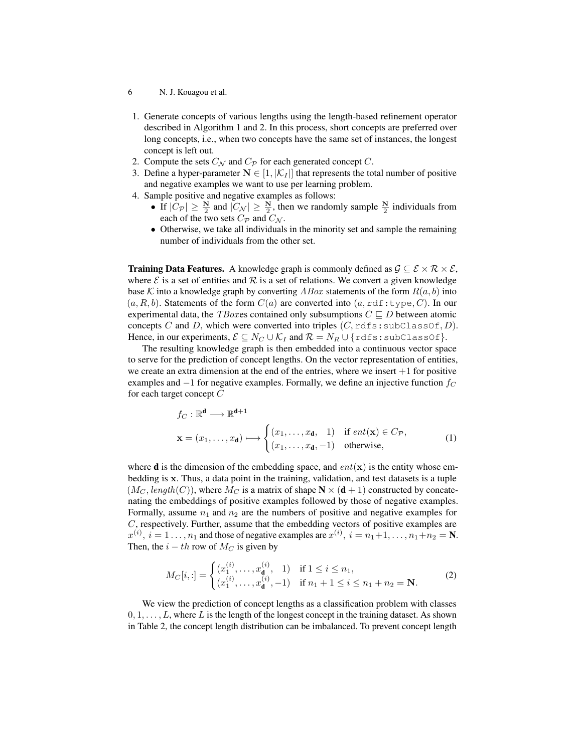1. Generate concepts of various lengths using the length-based refinement operator described in Algorithm 1 and 2. In this process, short concepts are preferred over long concepts, i.e., when two concepts have the same set of instances, the longest concept is left out.
2. Compute the sets $C_{\mathcal{N}}$ and $C_{\mathcal{P}}$ for each generated concept $C$.
3. Define a hyper-parameter $\mathbf{N} \in [1, |\mathcal{K}_I|]$ that represents the total number of positive and negative examples we want to use per learning problem.
4. Sample positive and negative examples as follows:
   - If $|C_{\mathcal{P}}| \geq \frac{\mathbf{N}}{2}$ and $|C_{\mathcal{N}}| \geq \frac{\mathbf{N}}{2}$, then we randomly sample $\frac{\mathbf{N}}{2}$ individuals from each of the two sets $C_{\mathcal{P}}$ and $C_{\mathcal{N}}$.
   - Otherwise, we take all individuals in the minority set and sample the remaining number of individuals from the other set.

**Training Data Features.** A knowledge graph is commonly defined as $\mathcal{G} \subseteq \mathcal{E} \times \mathcal{R} \times \mathcal{E}$, where $\mathcal{E}$ is a set of entities and $\mathcal{R}$ is a set of relations. We convert a given knowledge base $\mathcal{K}$ into a knowledge graph by converting $ABox$ statements of the form $R(a, b)$ into $(a, R, b)$. Statements of the form $C(a)$ are converted into $(a, \texttt{rdf:type}, C)$. In our experimental data, the $TBox$es contained only subsumptions $C \sqsubseteq D$ between atomic concepts $C$ and $D$, which were converted into triples $(C, \texttt{rdfs:subClassOf}, D)$. Hence, in our experiments, $\mathcal{E} \subseteq N_C \cup \mathcal{K}_I$ and $\mathcal{R} = N_R \cup \{\texttt{rdfs:subClassOf}\}$.

The resulting knowledge graph is then embedded into a continuous vector space to serve for the prediction of concept lengths. On the vector representation of entities, we create an extra dimension at the end of the entries, where we insert $+1$ for positive examples and $-1$ for negative examples. Formally, we define an injective function $f_C$ for each target concept $C$

$$
\begin{aligned}
&f_C : \mathbb{R}^{\mathbf{d}} \longrightarrow \mathbb{R}^{\mathbf{d}+1} \\
&\mathbf{x} = (x_1, \ldots, x_{\mathbf{d}}) \longmapsto \begin{cases} (x_1, \ldots, x_{\mathbf{d}}, \ \ 1) & \text{if } ent(\mathbf{x}) \in C_{\mathcal{P}}, \\ (x_1, \ldots, x_{\mathbf{d}}, -1) & \text{otherwise,} \end{cases}
\end{aligned} \tag{1}
$$

where $\mathbf{d}$ is the dimension of the embedding space, and $ent(\mathbf{x})$ is the entity whose embedding is $\mathbf{x}$. Thus, a data point in the training, validation, and test datasets is a tuple $(M_C, length(C))$, where $M_C$ is a matrix of shape $\mathbf{N} \times (\mathbf{d}+1)$ constructed by concatenating the embeddings of positive examples followed by those of negative examples. Formally, assume $n_1$ and $n_2$ are the numbers of positive and negative examples for $C$, respectively. Further, assume that the embedding vectors of positive examples are $x^{(i)},\ i = 1 \ldots, n_1$ and those of negative examples are $x^{(i)},\ i = n_1+1, \ldots, n_1+n_2 = \mathbf{N}$. Then, the $i-th$ row of $M_C$ is given by

$$
M_C[i,:] = \begin{cases} (x_1^{(i)}, \ldots, x_{\mathbf{d}}^{(i)}, \ \ 1) & \text{if } 1 \leq i \leq n_1, \\ (x_1^{(i)}, \ldots, x_{\mathbf{d}}^{(i)}, -1) & \text{if } n_1 + 1 \leq i \leq n_1 + n_2 = \mathbf{N}. \end{cases} \tag{2}
$$

We view the prediction of concept lengths as a classification problem with classes $0, 1, \ldots, L$, where $L$ is the length of the longest concept in the training dataset. As shown in Table 2, the concept length distribution can be imbalanced. To prevent concept length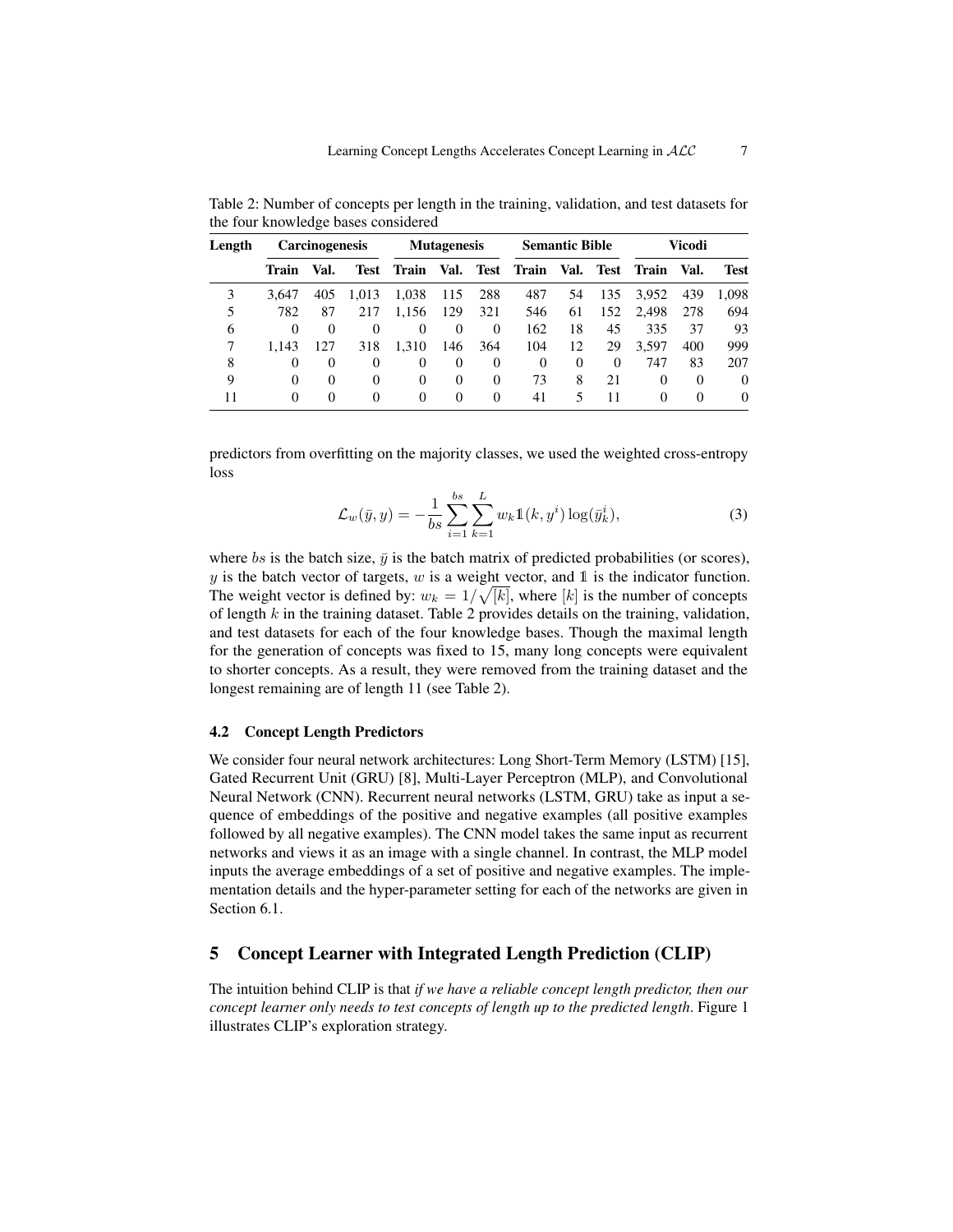Table 2: Number of concepts per length in the training, validation, and test datasets for the four knowledge bases considered

| Length | Carcinogenesis | | | Mutagenesis | | | Semantic Bible | | | Vicodi | | |
|---|---|---|---|---|---|---|---|---|---|---|---|---|
| | **Train** | **Val.** | **Test** | **Train** | **Val.** | **Test** | **Train** | **Val.** | **Test** | **Train** | **Val.** | **Test** |
| 3 | 3,647 | 405 | 1,013 | 1,038 | 115 | 288 | 487 | 54 | 135 | 3,952 | 439 | 1,098 |
| 5 | 782 | 87 | 217 | 1,156 | 129 | 321 | 546 | 61 | 152 | 2,498 | 278 | 694 |
| 6 | 0 | 0 | 0 | 0 | 0 | 0 | 162 | 18 | 45 | 335 | 37 | 93 |
| 7 | 1,143 | 127 | 318 | 1,310 | 146 | 364 | 104 | 12 | 29 | 3,597 | 400 | 999 |
| 8 | 0 | 0 | 0 | 0 | 0 | 0 | 0 | 0 | 0 | 747 | 83 | 207 |
| 9 | 0 | 0 | 0 | 0 | 0 | 0 | 73 | 8 | 21 | 0 | 0 | 0 |
| 11 | 0 | 0 | 0 | 0 | 0 | 0 | 41 | 5 | 11 | 0 | 0 | 0 |

predictors from overfitting on the majority classes, we used the weighted cross-entropy loss

$$\mathcal{L}_w(\bar{y}, y) = -\frac{1}{bs}\sum_{i=1}^{bs}\sum_{k=1}^{L} w_k \mathbb{1}(k, y^i)\log(\bar{y}_k^i), \tag{3}$$

where $bs$ is the batch size, $\bar{y}$ is the batch matrix of predicted probabilities (or scores), $y$ is the batch vector of targets, $w$ is a weight vector, and $\mathbb{1}$ is the indicator function. The weight vector is defined by: $w_k = 1/\sqrt{[k]}$, where $[k]$ is the number of concepts of length $k$ in the training dataset. Table 2 provides details on the training, validation, and test datasets for each of the four knowledge bases. Though the maximal length for the generation of concepts was fixed to 15, many long concepts were equivalent to shorter concepts. As a result, they were removed from the training dataset and the longest remaining are of length 11 (see Table 2).

### 4.2 Concept Length Predictors

We consider four neural network architectures: Long Short-Term Memory (LSTM) [15], Gated Recurrent Unit (GRU) [8], Multi-Layer Perceptron (MLP), and Convolutional Neural Network (CNN). Recurrent neural networks (LSTM, GRU) take as input a sequence of embeddings of the positive and negative examples (all positive examples followed by all negative examples). The CNN model takes the same input as recurrent networks and views it as an image with a single channel. In contrast, the MLP model inputs the average embeddings of a set of positive and negative examples. The implementation details and the hyper-parameter setting for each of the networks are given in Section 6.1.

## 5 Concept Learner with Integrated Length Prediction (CLIP)

The intuition behind CLIP is that *if we have a reliable concept length predictor, then our concept learner only needs to test concepts of length up to the predicted length*. Figure 1 illustrates CLIP's exploration strategy.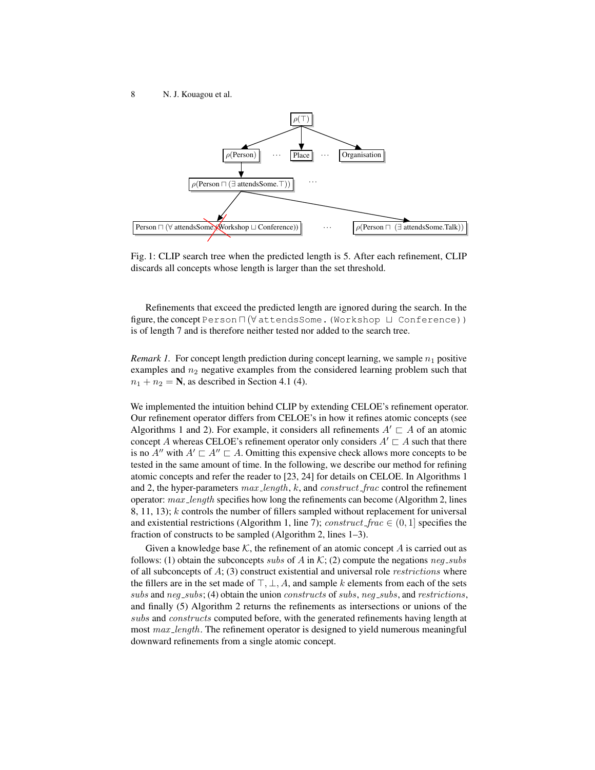Fig. 1: CLIP search tree when the predicted length is 5. After each refinement, CLIP discards all concepts whose length is larger than the set threshold.

Refinements that exceed the predicted length are ignored during the search. In the figure, the concept Person ⊓ (∀ attendsSome. (Workshop ⊔ Conference)) is of length 7 and is therefore neither tested nor added to the search tree.

*Remark 1.* For concept length prediction during concept learning, we sample $n_1$ positive examples and $n_2$ negative examples from the considered learning problem such that $n_1 + n_2 = \mathbf{N}$, as described in Section 4.1 (4).

We implemented the intuition behind CLIP by extending CELOE's refinement operator. Our refinement operator differs from CELOE's in how it refines atomic concepts (see Algorithms 1 and 2). For example, it considers all refinements $A' \sqsubset A$ of an atomic concept $A$ whereas CELOE's refinement operator only considers $A' \sqsubset A$ such that there is no $A''$ with $A' \sqsubset A'' \sqsubset A$. Omitting this expensive check allows more concepts to be tested in the same amount of time. In the following, we describe our method for refining atomic concepts and refer the reader to [23, 24] for details on CELOE. In Algorithms 1 and 2, the hyper-parameters $max\_length$, $k$, and $construct\_frac$ control the refinement operator: $max\_length$ specifies how long the refinements can become (Algorithm 2, lines 8, 11, 13); $k$ controls the number of fillers sampled without replacement for universal and existential restrictions (Algorithm 1, line 7); $construct\_frac \in (0, 1]$ specifies the fraction of constructs to be sampled (Algorithm 2, lines 1–3).

Given a knowledge base $\mathcal{K}$, the refinement of an atomic concept $A$ is carried out as follows: (1) obtain the subconcepts $subs$ of $A$ in $\mathcal{K}$; (2) compute the negations $neg\_subs$ of all subconcepts of $A$; (3) construct existential and universal role $restrictions$ where the fillers are in the set made of $\top, \bot, A$, and sample $k$ elements from each of the sets $subs$ and $neg\_subs$; (4) obtain the union $constructs$ of $subs$, $neg\_subs$, and $restrictions$, and finally (5) Algorithm 2 returns the refinements as intersections or unions of the $subs$ and $constructs$ computed before, with the generated refinements having length at most $max\_length$. The refinement operator is designed to yield numerous meaningful downward refinements from a single atomic concept.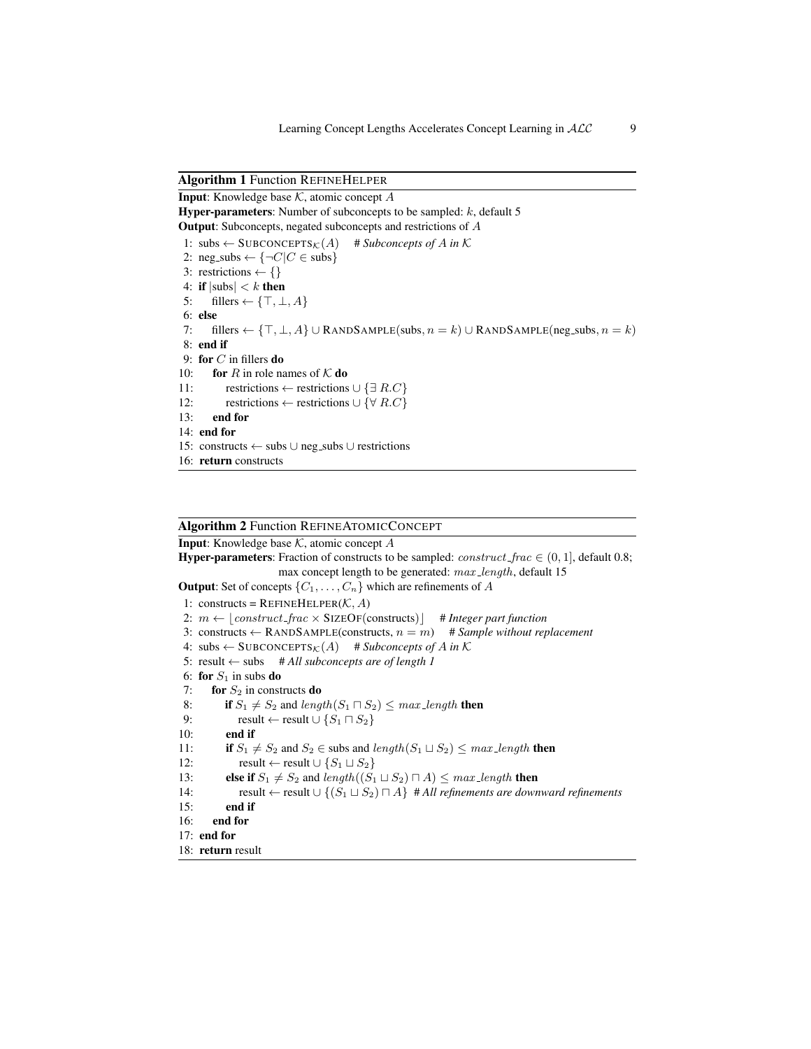**Algorithm 1** Function REFINEHELPER

**Input**: Knowledge base $\mathcal{K}$, atomic concept $A$
**Hyper-parameters**: Number of subconcepts to be sampled: $k$, default 5
**Output**: Subconcepts, negated subconcepts and restrictions of $A$

```
1:  subs ← SUBCONCEPTS_K(A)    # Subconcepts of A in K
2:  neg_subs ← {¬C | C ∈ subs}
3:  restrictions ← {}
4:  if |subs| < k then
5:      fillers ← {⊤, ⊥, A}
6:  else
7:      fillers ← {⊤, ⊥, A} ∪ RANDSAMPLE(subs, n = k) ∪ RANDSAMPLE(neg_subs, n = k)
8:  end if
9:  for C in fillers do
10:     for R in role names of K do
11:         restrictions ← restrictions ∪ {∃ R.C}
12:         restrictions ← restrictions ∪ {∀ R.C}
13:     end for
14: end for
15: constructs ← subs ∪ neg_subs ∪ restrictions
16: return constructs
```

**Algorithm 2** Function REFINEATOMICCONCEPT

**Input**: Knowledge base $\mathcal{K}$, atomic concept $A$
**Hyper-parameters**: Fraction of constructs to be sampled: $construct\_frac \in (0, 1]$, default 0.8; max concept length to be generated: $max\_length$, default 15
**Output**: Set of concepts $\{C_1, \ldots, C_n\}$ which are refinements of $A$

```
1:  constructs = REFINEHELPER(K, A)
2:  m ← ⌊construct_frac × SIZEOF(constructs)⌋    # Integer part function
3:  constructs ← RANDSAMPLE(constructs, n = m)    # Sample without replacement
4:  subs ← SUBCONCEPTS_K(A)    # Subconcepts of A in K
5:  result ← subs    # All subconcepts are of length 1
6:  for S1 in subs do
7:      for S2 in constructs do
8:          if S1 ≠ S2 and length(S1 ⊓ S2) ≤ max_length then
9:              result ← result ∪ {S1 ⊓ S2}
10:         end if
11:         if S1 ≠ S2 and S2 ∈ subs and length(S1 ⊔ S2) ≤ max_length then
12:             result ← result ∪ {S1 ⊔ S2}
13:         else if S1 ≠ S2 and length((S1 ⊔ S2) ⊓ A) ≤ max_length then
14:             result ← result ∪ {(S1 ⊔ S2) ⊓ A}  # All refinements are downward refinements
15:         end if
16:     end for
17: end for
18: return result
```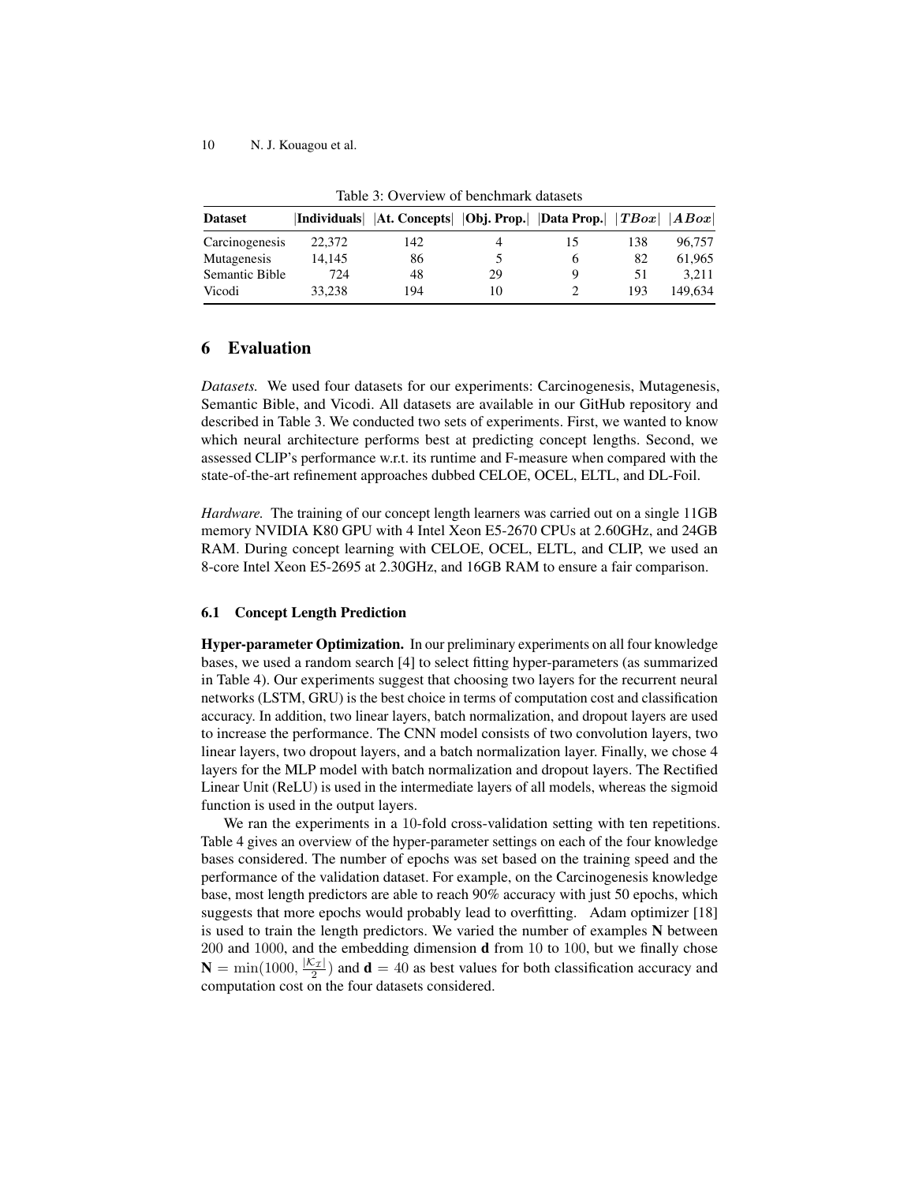Table 3: Overview of benchmark datasets

| Dataset | \|Individuals\| | \|At. Concepts\| | \|Obj. Prop.\| | \|Data Prop.\| | $\|TBox\|$ | $\|ABox\|$ |
|---|---|---|---|---|---|---|
| Carcinogenesis | 22,372 | 142 | 4 | 15 | 138 | 96,757 |
| Mutagenesis | 14,145 | 86 | 5 | 6 | 82 | 61,965 |
| Semantic Bible | 724 | 48 | 29 | 9 | 51 | 3,211 |
| Vicodi | 33,238 | 194 | 10 | 2 | 193 | 149,634 |

## 6 Evaluation

*Datasets.* We used four datasets for our experiments: Carcinogenesis, Mutagenesis, Semantic Bible, and Vicodi. All datasets are available in our GitHub repository and described in Table 3. We conducted two sets of experiments. First, we wanted to know which neural architecture performs best at predicting concept lengths. Second, we assessed CLIP's performance w.r.t. its runtime and F-measure when compared with the state-of-the-art refinement approaches dubbed CELOE, OCEL, ELTL, and DL-Foil.

*Hardware.* The training of our concept length learners was carried out on a single 11GB memory NVIDIA K80 GPU with 4 Intel Xeon E5-2670 CPUs at 2.60GHz, and 24GB RAM. During concept learning with CELOE, OCEL, ELTL, and CLIP, we used an 8-core Intel Xeon E5-2695 at 2.30GHz, and 16GB RAM to ensure a fair comparison.

### 6.1 Concept Length Prediction

**Hyper-parameter Optimization.** In our preliminary experiments on all four knowledge bases, we used a random search [4] to select fitting hyper-parameters (as summarized in Table 4). Our experiments suggest that choosing two layers for the recurrent neural networks (LSTM, GRU) is the best choice in terms of computation cost and classification accuracy. In addition, two linear layers, batch normalization, and dropout layers are used to increase the performance. The CNN model consists of two convolution layers, two linear layers, two dropout layers, and a batch normalization layer. Finally, we chose 4 layers for the MLP model with batch normalization and dropout layers. The Rectified Linear Unit (ReLU) is used in the intermediate layers of all models, whereas the sigmoid function is used in the output layers.

We ran the experiments in a $10$-fold cross-validation setting with ten repetitions. Table 4 gives an overview of the hyper-parameter settings on each of the four knowledge bases considered. The number of epochs was set based on the training speed and the performance of the validation dataset. For example, on the Carcinogenesis knowledge base, most length predictors are able to reach 90% accuracy with just 50 epochs, which suggests that more epochs would probably lead to overfitting. Adam optimizer [18] is used to train the length predictors. We varied the number of examples **N** between $200$ and $1000$, and the embedding dimension **d** from $10$ to $100$, but we finally chose $\mathbf{N} = \min(1000, \frac{|\mathcal{K}_{\mathcal{I}}|}{2})$ and $\mathbf{d} = 40$ as best values for both classification accuracy and computation cost on the four datasets considered.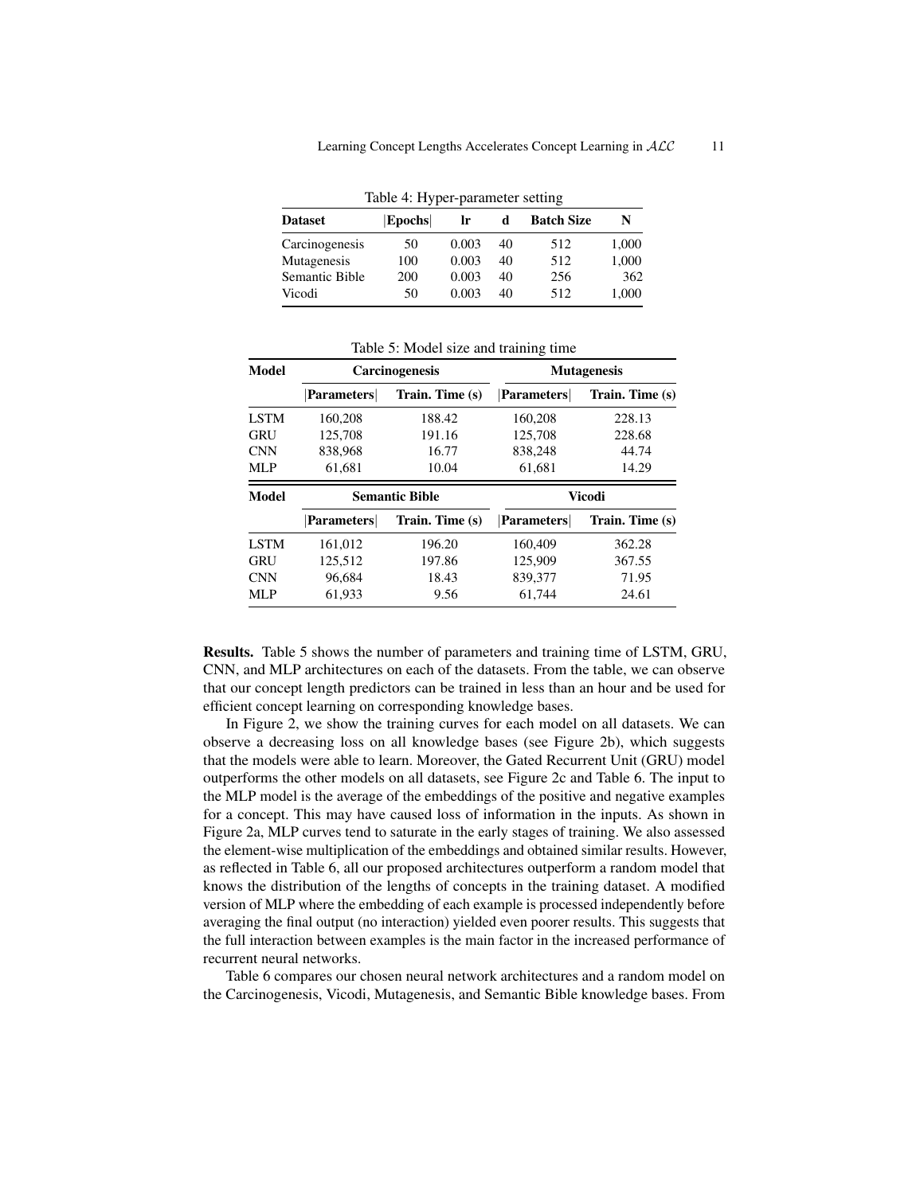Table 4: Hyper-parameter setting

| Dataset | \|Epochs\| | lr | d | Batch Size | N |
|---|---|---|---|---|---|
| Carcinogenesis | 50 | 0.003 | 40 | 512 | 1,000 |
| Mutagenesis | 100 | 0.003 | 40 | 512 | 1,000 |
| Semantic Bible | 200 | 0.003 | 40 | 256 | 362 |
| Vicodi | 50 | 0.003 | 40 | 512 | 1,000 |

Table 5: Model size and training time

| Model | Carcinogenesis | | Mutagenesis | |
|---|---|---|---|---|
| | \|Parameters\| | Train. Time (s) | \|Parameters\| | Train. Time (s) |
| LSTM | 160,208 | 188.42 | 160,208 | 228.13 |
| GRU | 125,708 | 191.16 | 125,708 | 228.68 |
| CNN | 838,968 | 16.77 | 838,248 | 44.74 |
| MLP | 61,681 | 10.04 | 61,681 | 14.29 |
| **Model** | **Semantic Bible** | | **Vicodi** | |
| | \|Parameters\| | Train. Time (s) | \|Parameters\| | Train. Time (s) |
| LSTM | 161,012 | 196.20 | 160,409 | 362.28 |
| GRU | 125,512 | 197.86 | 125,909 | 367.55 |
| CNN | 96,684 | 18.43 | 839,377 | 71.95 |
| MLP | 61,933 | 9.56 | 61,744 | 24.61 |

**Results.** Table 5 shows the number of parameters and training time of LSTM, GRU, CNN, and MLP architectures on each of the datasets. From the table, we can observe that our concept length predictors can be trained in less than an hour and be used for efficient concept learning on corresponding knowledge bases.

In Figure 2, we show the training curves for each model on all datasets. We can observe a decreasing loss on all knowledge bases (see Figure 2b), which suggests that the models were able to learn. Moreover, the Gated Recurrent Unit (GRU) model outperforms the other models on all datasets, see Figure 2c and Table 6. The input to the MLP model is the average of the embeddings of the positive and negative examples for a concept. This may have caused loss of information in the inputs. As shown in Figure 2a, MLP curves tend to saturate in the early stages of training. We also assessed the element-wise multiplication of the embeddings and obtained similar results. However, as reflected in Table 6, all our proposed architectures outperform a random model that knows the distribution of the lengths of concepts in the training dataset. A modified version of MLP where the embedding of each example is processed independently before averaging the final output (no interaction) yielded even poorer results. This suggests that the full interaction between examples is the main factor in the increased performance of recurrent neural networks.

Table 6 compares our chosen neural network architectures and a random model on the Carcinogenesis, Vicodi, Mutagenesis, and Semantic Bible knowledge bases. From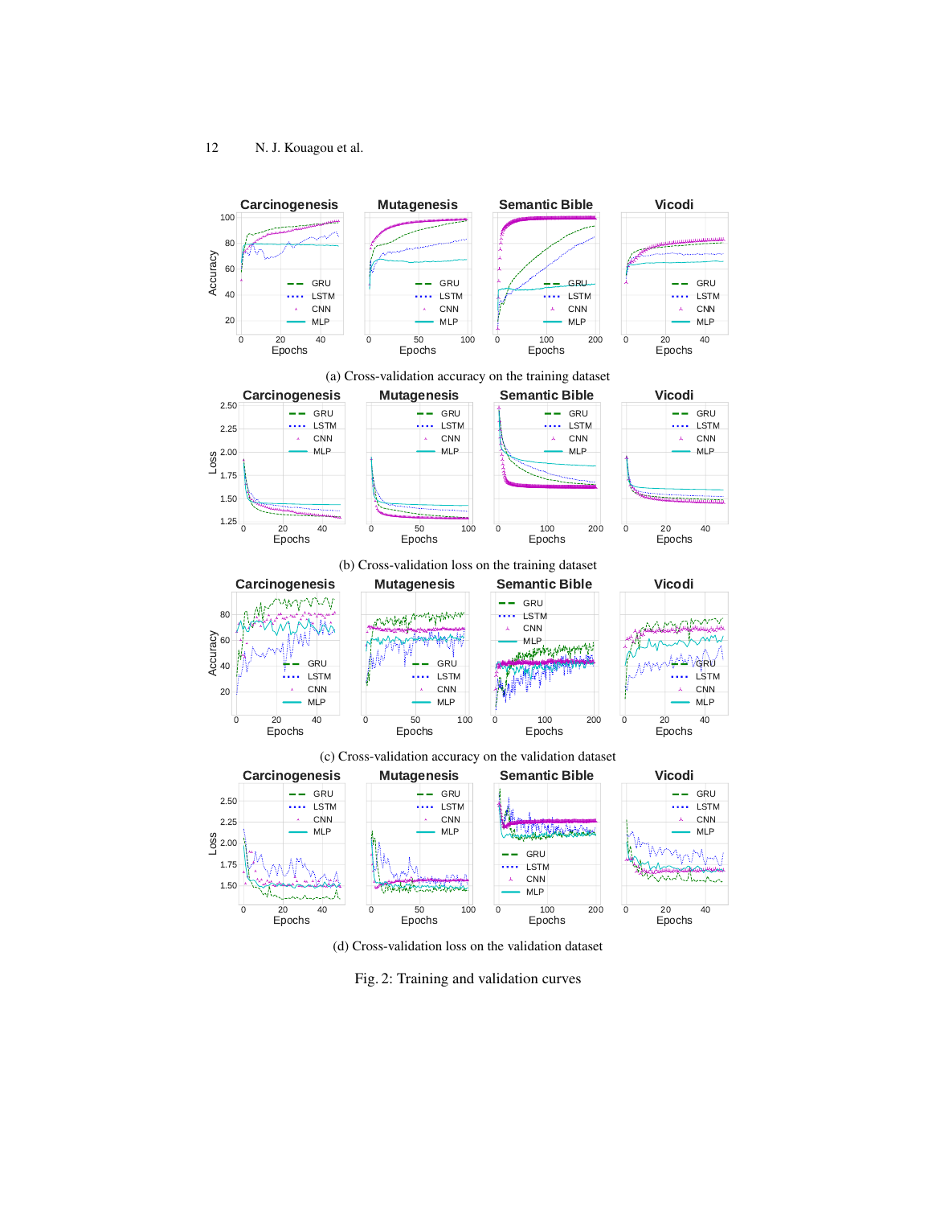(a) Cross-validation accuracy on the training dataset

(b) Cross-validation loss on the training dataset

(c) Cross-validation accuracy on the validation dataset

(d) Cross-validation loss on the validation dataset

Fig. 2: Training and validation curves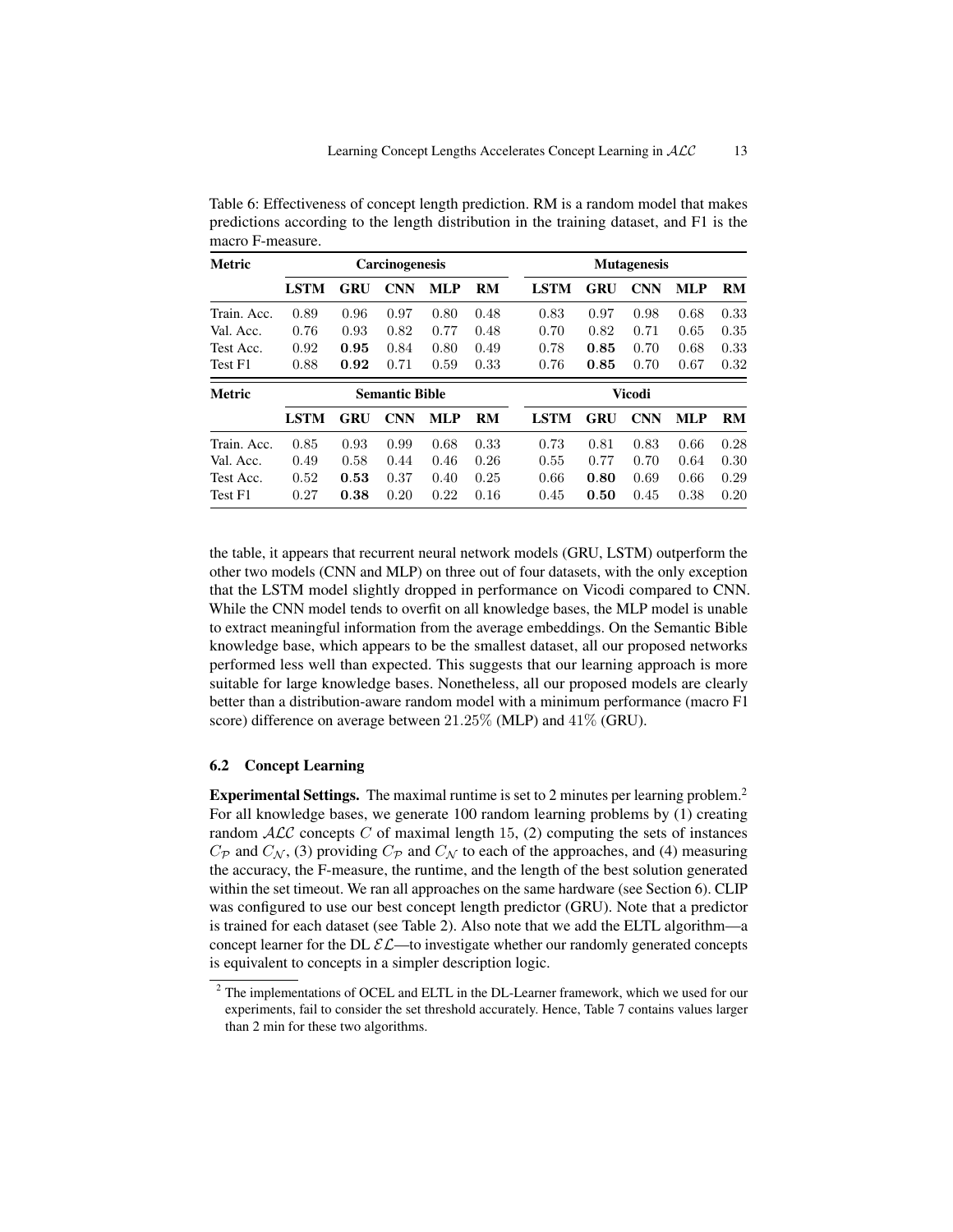Table 6: Effectiveness of concept length prediction. RM is a random model that makes predictions according to the length distribution in the training dataset, and F1 is the macro F-measure.

| Metric | Carcinogenesis | | | | | Mutagenesis | | | | |
|---|---|---|---|---|---|---|---|---|---|---|
| | **LSTM** | **GRU** | **CNN** | **MLP** | **RM** | **LSTM** | **GRU** | **CNN** | **MLP** | **RM** |
| Train. Acc. | 0.89 | 0.96 | 0.97 | 0.80 | 0.48 | 0.83 | 0.97 | 0.98 | 0.68 | 0.33 |
| Val. Acc. | 0.76 | 0.93 | 0.82 | 0.77 | 0.48 | 0.70 | 0.82 | 0.71 | 0.65 | 0.35 |
| Test Acc. | 0.92 | **0.95** | 0.84 | 0.80 | 0.49 | 0.78 | **0.85** | 0.70 | 0.68 | 0.33 |
| Test F1 | 0.88 | **0.92** | 0.71 | 0.59 | 0.33 | 0.76 | **0.85** | 0.70 | 0.67 | 0.32 |

| Metric | Semantic Bible | | | | | Vicodi | | | | |
|---|---|---|---|---|---|---|---|---|---|---|
| | **LSTM** | **GRU** | **CNN** | **MLP** | **RM** | **LSTM** | **GRU** | **CNN** | **MLP** | **RM** |
| Train. Acc. | 0.85 | 0.93 | 0.99 | 0.68 | 0.33 | 0.73 | 0.81 | 0.83 | 0.66 | 0.28 |
| Val. Acc. | 0.49 | 0.58 | 0.44 | 0.46 | 0.26 | 0.55 | 0.77 | 0.70 | 0.64 | 0.30 |
| Test Acc. | 0.52 | **0.53** | 0.37 | 0.40 | 0.25 | 0.66 | **0.80** | 0.69 | 0.66 | 0.29 |
| Test F1 | 0.27 | **0.38** | 0.20 | 0.22 | 0.16 | 0.45 | **0.50** | 0.45 | 0.38 | 0.20 |

the table, it appears that recurrent neural network models (GRU, LSTM) outperform the other two models (CNN and MLP) on three out of four datasets, with the only exception that the LSTM model slightly dropped in performance on Vicodi compared to CNN. While the CNN model tends to overfit on all knowledge bases, the MLP model is unable to extract meaningful information from the average embeddings. On the Semantic Bible knowledge base, which appears to be the smallest dataset, all our proposed networks performed less well than expected. This suggests that our learning approach is more suitable for large knowledge bases. Nonetheless, all our proposed models are clearly better than a distribution-aware random model with a minimum performance (macro F1 score) difference on average between $21.25\%$ (MLP) and $41\%$ (GRU).

### 6.2 Concept Learning

**Experimental Settings.** The maximal runtime is set to 2 minutes per learning problem.[2] For all knowledge bases, we generate 100 random learning problems by (1) creating random $\mathcal{ALC}$ concepts $C$ of maximal length 15, (2) computing the sets of instances $C_{\mathcal{P}}$ and $C_{\mathcal{N}}$, (3) providing $C_{\mathcal{P}}$ and $C_{\mathcal{N}}$ to each of the approaches, and (4) measuring the accuracy, the F-measure, the runtime, and the length of the best solution generated within the set timeout. We ran all approaches on the same hardware (see Section 6). CLIP was configured to use our best concept length predictor (GRU). Note that a predictor is trained for each dataset (see Table 2). Also note that we add the ELTL algorithm—a concept learner for the DL $\mathcal{EL}$—to investigate whether our randomly generated concepts is equivalent to concepts in a simpler description logic.

[2] The implementations of OCEL and ELTL in the DL-Learner framework, which we used for our experiments, fail to consider the set threshold accurately. Hence, Table 7 contains values larger than 2 min for these two algorithms.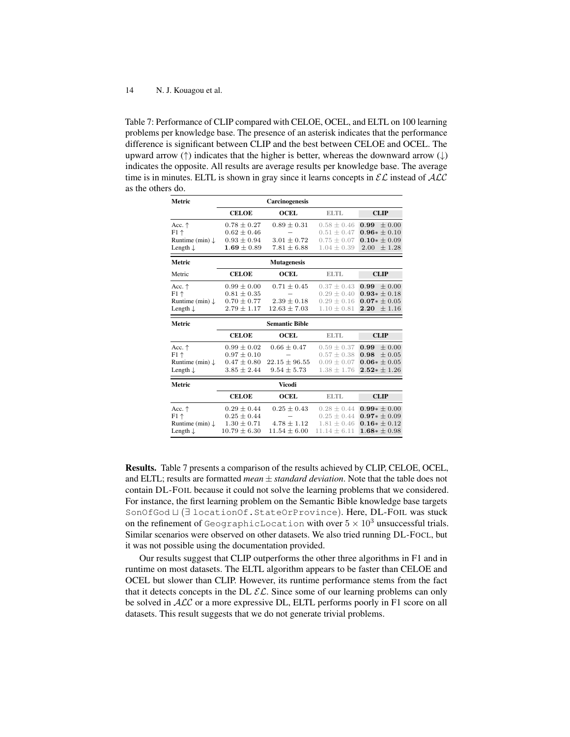Table 7: Performance of CLIP compared with CELOE, OCEL, and ELTL on 100 learning problems per knowledge base. The presence of an asterisk indicates that the performance difference is significant between CLIP and the best between CELOE and OCEL. The upward arrow (↑) indicates that the higher is better, whereas the downward arrow (↓) indicates the opposite. All results are average results per knowledge base. The average time is in minutes. ELTL is shown in gray since it learns concepts in $\mathcal{EL}$ instead of $\mathcal{ALC}$ as the others do.

| Metric | Carcinogenesis | | | |
|---|---|---|---|---|
| | **CELOE** | **OCEL** | ELTL | **CLIP** |
| Acc. ↑ | $0.78 \pm 0.27$ | $0.89 \pm 0.31$ | $0.58 \pm 0.46$ | $\mathbf{0.99} \pm 0.00$ |
| F1 ↑ | $0.62 \pm 0.46$ | – | $0.51 \pm 0.47$ | $\mathbf{0.96}* \pm 0.10$ |
| Runtime (min) ↓ | $0.93 \pm 0.94$ | $3.01 \pm 0.72$ | $0.75 \pm 0.07$ | $\mathbf{0.10}* \pm 0.09$ |
| Length ↓ | $\mathbf{1.69} \pm 0.89$ | $7.81 \pm 6.88$ | $1.04 \pm 0.39$ | $2.00 \pm 1.28$ |

| Metric | Mutagenesis | | | |
|---|---|---|---|---|
| Metric | **CELOE** | **OCEL** | ELTL | **CLIP** |
| Acc. ↑ | $0.99 \pm 0.00$ | $0.71 \pm 0.45$ | $0.37 \pm 0.43$ | $\mathbf{0.99} \pm 0.00$ |
| F1 ↑ | $0.81 \pm 0.35$ | – | $0.29 \pm 0.40$ | $\mathbf{0.93}* \pm 0.18$ |
| Runtime (min) ↓ | $0.70 \pm 0.77$ | $2.39 \pm 0.18$ | $0.29 \pm 0.16$ | $\mathbf{0.07}* \pm 0.05$ |
| Length ↓ | $2.79 \pm 1.17$ | $12.63 \pm 7.03$ | $1.10 \pm 0.81$ | $\mathbf{2.20} \pm 1.16$ |

| Metric | Semantic Bible | | | |
|---|---|---|---|---|
| | **CELOE** | **OCEL** | ELTL | **CLIP** |
| Acc. ↑ | $0.99 \pm 0.02$ | $0.66 \pm 0.47$ | $0.59 \pm 0.37$ | $\mathbf{0.99} \pm 0.00$ |
| F1 ↑ | $0.97 \pm 0.10$ | – | $0.57 \pm 0.38$ | $\mathbf{0.98} \pm 0.05$ |
| Runtime (min) ↓ | $0.47 \pm 0.80$ | $22.15 \pm 96.55$ | $0.09 \pm 0.07$ | $\mathbf{0.06}* \pm 0.05$ |
| Length ↓ | $3.85 \pm 2.44$ | $9.54 \pm 5.73$ | $1.38 \pm 1.76$ | $\mathbf{2.52}* \pm 1.26$ |

| Metric | Vicodi | | | |
|---|---|---|---|---|
| | **CELOE** | **OCEL** | ELTL | **CLIP** |
| Acc. ↑ | $0.29 \pm 0.44$ | $0.25 \pm 0.43$ | $0.28 \pm 0.44$ | $\mathbf{0.99}* \pm 0.00$ |
| F1 ↑ | $0.25 \pm 0.44$ | – | $0.25 \pm 0.44$ | $\mathbf{0.97}* \pm 0.09$ |
| Runtime (min) ↓ | $1.30 \pm 0.71$ | $4.78 \pm 1.12$ | $1.81 \pm 0.46$ | $\mathbf{0.16}* \pm 0.12$ |
| Length ↓ | $10.79 \pm 6.30$ | $11.54 \pm 6.00$ | $11.14 \pm 6.11$ | $\mathbf{1.68}* \pm 0.98$ |

**Results.** Table 7 presents a comparison of the results achieved by CLIP, CELOE, OCEL, and ELTL; results are formatted *mean* ± *standard deviation*. Note that the table does not contain DL-FOIL because it could not solve the learning problems that we considered. For instance, the first learning problem on the Semantic Bible knowledge base targets `SonOfGod` $\sqcup$ ($\exists$ `locationOf.StateOrProvince`). Here, DL-FOIL was stuck on the refinement of `GeographicLocation` with over $5 \times 10^3$ unsuccessful trials. Similar scenarios were observed on other datasets. We also tried running DL-FOCL, but it was not possible using the documentation provided.

Our results suggest that CLIP outperforms the other three algorithms in F1 and in runtime on most datasets. The ELTL algorithm appears to be faster than CELOE and OCEL but slower than CLIP. However, its runtime performance stems from the fact that it detects concepts in the DL $\mathcal{EL}$. Since some of our learning problems can only be solved in $\mathcal{ALC}$ or a more expressive DL, ELTL performs poorly in F1 score on all datasets. This result suggests that we do not generate trivial problems.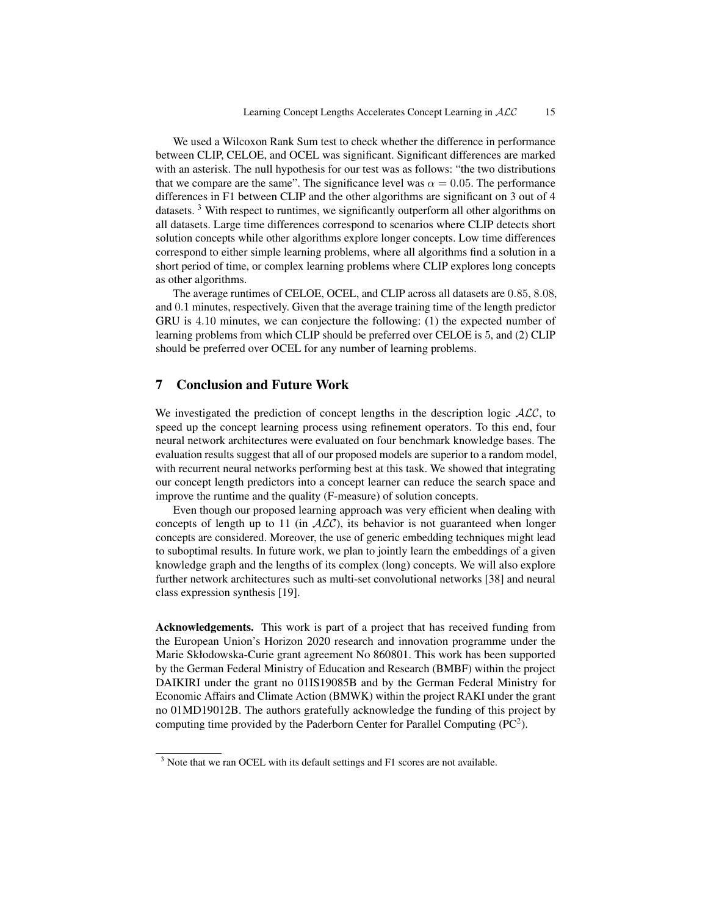We used a Wilcoxon Rank Sum test to check whether the difference in performance between CLIP, CELOE, and OCEL was significant. Significant differences are marked with an asterisk. The null hypothesis for our test was as follows: "the two distributions that we compare are the same". The significance level was $\alpha = 0.05$. The performance differences in F1 between CLIP and the other algorithms are significant on 3 out of 4 datasets. [3] With respect to runtimes, we significantly outperform all other algorithms on all datasets. Large time differences correspond to scenarios where CLIP detects short solution concepts while other algorithms explore longer concepts. Low time differences correspond to either simple learning problems, where all algorithms find a solution in a short period of time, or complex learning problems where CLIP explores long concepts as other algorithms.

The average runtimes of CELOE, OCEL, and CLIP across all datasets are $0.85$, $8.08$, and $0.1$ minutes, respectively. Given that the average training time of the length predictor GRU is $4.10$ minutes, we can conjecture the following: (1) the expected number of learning problems from which CLIP should be preferred over CELOE is $5$, and (2) CLIP should be preferred over OCEL for any number of learning problems.

## 7 Conclusion and Future Work

We investigated the prediction of concept lengths in the description logic $\mathcal{ALC}$, to speed up the concept learning process using refinement operators. To this end, four neural network architectures were evaluated on four benchmark knowledge bases. The evaluation results suggest that all of our proposed models are superior to a random model, with recurrent neural networks performing best at this task. We showed that integrating our concept length predictors into a concept learner can reduce the search space and improve the runtime and the quality (F-measure) of solution concepts.

Even though our proposed learning approach was very efficient when dealing with concepts of length up to 11 (in $\mathcal{ALC}$), its behavior is not guaranteed when longer concepts are considered. Moreover, the use of generic embedding techniques might lead to suboptimal results. In future work, we plan to jointly learn the embeddings of a given knowledge graph and the lengths of its complex (long) concepts. We will also explore further network architectures such as multi-set convolutional networks [38] and neural class expression synthesis [19].

**Acknowledgements.** This work is part of a project that has received funding from the European Union's Horizon 2020 research and innovation programme under the Marie Skłodowska-Curie grant agreement No 860801. This work has been supported by the German Federal Ministry of Education and Research (BMBF) within the project DAIKIRI under the grant no 01IS19085B and by the German Federal Ministry for Economic Affairs and Climate Action (BMWK) within the project RAKI under the grant no 01MD19012B. The authors gratefully acknowledge the funding of this project by computing time provided by the Paderborn Center for Parallel Computing (PC$^2$).

[3] Note that we ran OCEL with its default settings and F1 scores are not available.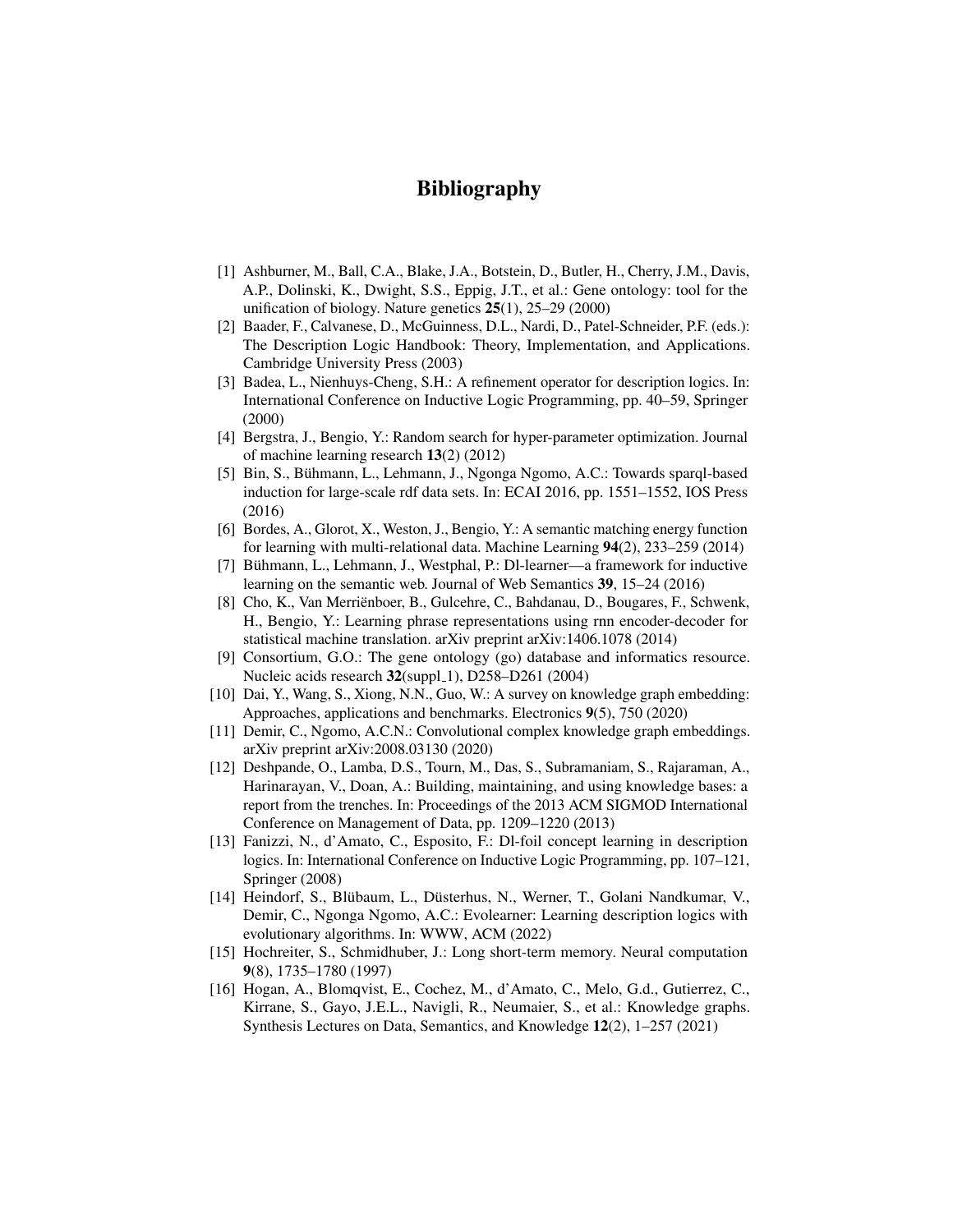# Bibliography

[1] Ashburner, M., Ball, C.A., Blake, J.A., Botstein, D., Butler, H., Cherry, J.M., Davis, A.P., Dolinski, K., Dwight, S.S., Eppig, J.T., et al.: Gene ontology: tool for the unification of biology. Nature genetics **25**(1), 25–29 (2000)

[2] Baader, F., Calvanese, D., McGuinness, D.L., Nardi, D., Patel-Schneider, P.F. (eds.): The Description Logic Handbook: Theory, Implementation, and Applications. Cambridge University Press (2003)

[3] Badea, L., Nienhuys-Cheng, S.H.: A refinement operator for description logics. In: International Conference on Inductive Logic Programming, pp. 40–59, Springer (2000)

[4] Bergstra, J., Bengio, Y.: Random search for hyper-parameter optimization. Journal of machine learning research **13**(2) (2012)

[5] Bin, S., Bühmann, L., Lehmann, J., Ngonga Ngomo, A.C.: Towards sparql-based induction for large-scale rdf data sets. In: ECAI 2016, pp. 1551–1552, IOS Press (2016)

[6] Bordes, A., Glorot, X., Weston, J., Bengio, Y.: A semantic matching energy function for learning with multi-relational data. Machine Learning **94**(2), 233–259 (2014)

[7] Bühmann, L., Lehmann, J., Westphal, P.: Dl-learner—a framework for inductive learning on the semantic web. Journal of Web Semantics **39**, 15–24 (2016)

[8] Cho, K., Van Merriënboer, B., Gulcehre, C., Bahdanau, D., Bougares, F., Schwenk, H., Bengio, Y.: Learning phrase representations using rnn encoder-decoder for statistical machine translation. arXiv preprint arXiv:1406.1078 (2014)

[9] Consortium, G.O.: The gene ontology (go) database and informatics resource. Nucleic acids research **32**(suppl_1), D258–D261 (2004)

[10] Dai, Y., Wang, S., Xiong, N.N., Guo, W.: A survey on knowledge graph embedding: Approaches, applications and benchmarks. Electronics **9**(5), 750 (2020)

[11] Demir, C., Ngomo, A.C.N.: Convolutional complex knowledge graph embeddings. arXiv preprint arXiv:2008.03130 (2020)

[12] Deshpande, O., Lamba, D.S., Tourn, M., Das, S., Subramaniam, S., Rajaraman, A., Harinarayan, V., Doan, A.: Building, maintaining, and using knowledge bases: a report from the trenches. In: Proceedings of the 2013 ACM SIGMOD International Conference on Management of Data, pp. 1209–1220 (2013)

[13] Fanizzi, N., d'Amato, C., Esposito, F.: Dl-foil concept learning in description logics. In: International Conference on Inductive Logic Programming, pp. 107–121, Springer (2008)

[14] Heindorf, S., Blübaum, L., Düsterhus, N., Werner, T., Golani Nandkumar, V., Demir, C., Ngonga Ngomo, A.C.: Evolearner: Learning description logics with evolutionary algorithms. In: WWW, ACM (2022)

[15] Hochreiter, S., Schmidhuber, J.: Long short-term memory. Neural computation **9**(8), 1735–1780 (1997)

[16] Hogan, A., Blomqvist, E., Cochez, M., d'Amato, C., Melo, G.d., Gutierrez, C., Kirrane, S., Gayo, J.E.L., Navigli, R., Neumaier, S., et al.: Knowledge graphs. Synthesis Lectures on Data, Semantics, and Knowledge **12**(2), 1–257 (2021)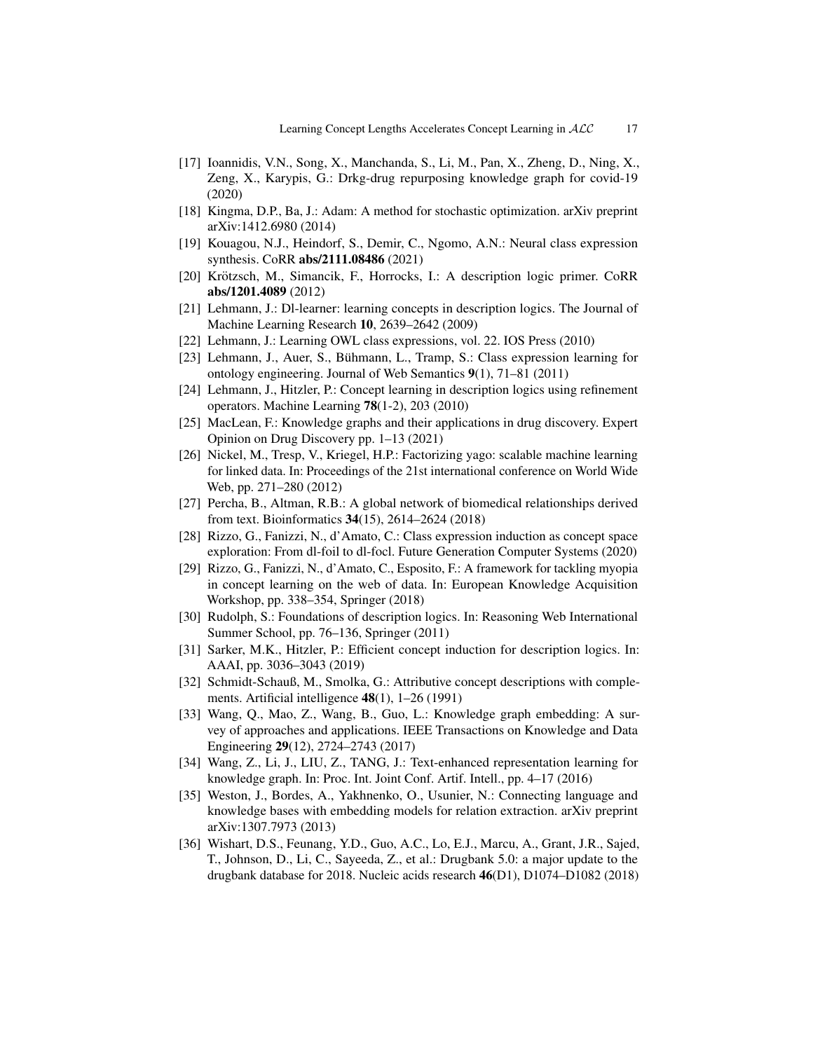[17] Ioannidis, V.N., Song, X., Manchanda, S., Li, M., Pan, X., Zheng, D., Ning, X., Zeng, X., Karypis, G.: Drkg-drug repurposing knowledge graph for covid-19 (2020)

[18] Kingma, D.P., Ba, J.: Adam: A method for stochastic optimization. arXiv preprint arXiv:1412.6980 (2014)

[19] Kouagou, N.J., Heindorf, S., Demir, C., Ngomo, A.N.: Neural class expression synthesis. CoRR **abs/2111.08486** (2021)

[20] Krötzsch, M., Simancik, F., Horrocks, I.: A description logic primer. CoRR **abs/1201.4089** (2012)

[21] Lehmann, J.: Dl-learner: learning concepts in description logics. The Journal of Machine Learning Research **10**, 2639–2642 (2009)

[22] Lehmann, J.: Learning OWL class expressions, vol. 22. IOS Press (2010)

[23] Lehmann, J., Auer, S., Bühmann, L., Tramp, S.: Class expression learning for ontology engineering. Journal of Web Semantics **9**(1), 71–81 (2011)

[24] Lehmann, J., Hitzler, P.: Concept learning in description logics using refinement operators. Machine Learning **78**(1-2), 203 (2010)

[25] MacLean, F.: Knowledge graphs and their applications in drug discovery. Expert Opinion on Drug Discovery pp. 1–13 (2021)

[26] Nickel, M., Tresp, V., Kriegel, H.P.: Factorizing yago: scalable machine learning for linked data. In: Proceedings of the 21st international conference on World Wide Web, pp. 271–280 (2012)

[27] Percha, B., Altman, R.B.: A global network of biomedical relationships derived from text. Bioinformatics **34**(15), 2614–2624 (2018)

[28] Rizzo, G., Fanizzi, N., d'Amato, C.: Class expression induction as concept space exploration: From dl-foil to dl-focl. Future Generation Computer Systems (2020)

[29] Rizzo, G., Fanizzi, N., d'Amato, C., Esposito, F.: A framework for tackling myopia in concept learning on the web of data. In: European Knowledge Acquisition Workshop, pp. 338–354, Springer (2018)

[30] Rudolph, S.: Foundations of description logics. In: Reasoning Web International Summer School, pp. 76–136, Springer (2011)

[31] Sarker, M.K., Hitzler, P.: Efficient concept induction for description logics. In: AAAI, pp. 3036–3043 (2019)

[32] Schmidt-Schauß, M., Smolka, G.: Attributive concept descriptions with complements. Artificial intelligence **48**(1), 1–26 (1991)

[33] Wang, Q., Mao, Z., Wang, B., Guo, L.: Knowledge graph embedding: A survey of approaches and applications. IEEE Transactions on Knowledge and Data Engineering **29**(12), 2724–2743 (2017)

[34] Wang, Z., Li, J., LIU, Z., TANG, J.: Text-enhanced representation learning for knowledge graph. In: Proc. Int. Joint Conf. Artif. Intell., pp. 4–17 (2016)

[35] Weston, J., Bordes, A., Yakhnenko, O., Usunier, N.: Connecting language and knowledge bases with embedding models for relation extraction. arXiv preprint arXiv:1307.7973 (2013)

[36] Wishart, D.S., Feunang, Y.D., Guo, A.C., Lo, E.J., Marcu, A., Grant, J.R., Sajed, T., Johnson, D., Li, C., Sayeeda, Z., et al.: Drugbank 5.0: a major update to the drugbank database for 2018. Nucleic acids research **46**(D1), D1074–D1082 (2018)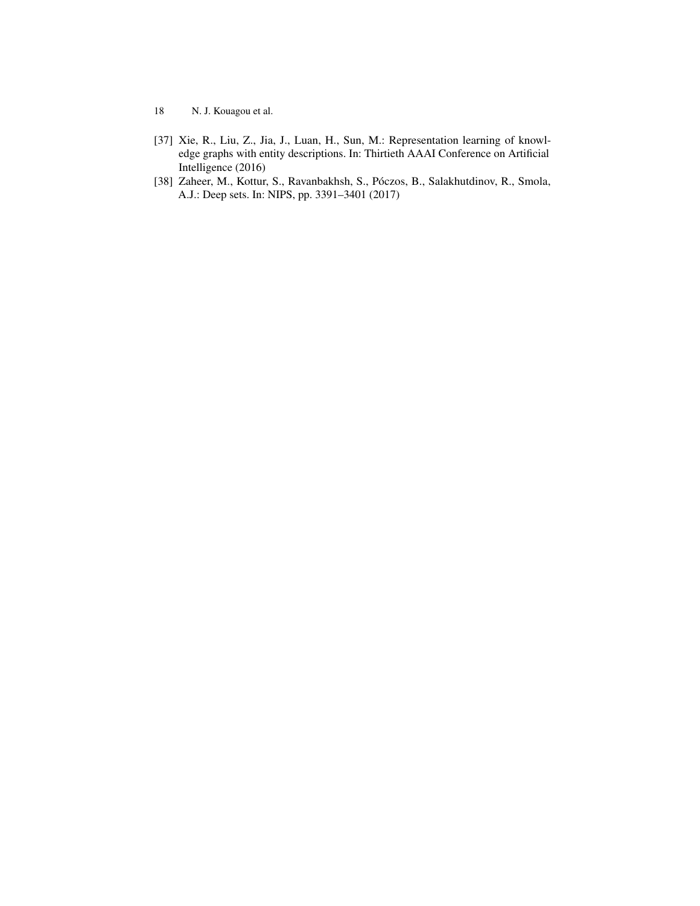[37] Xie, R., Liu, Z., Jia, J., Luan, H., Sun, M.: Representation learning of knowledge graphs with entity descriptions. In: Thirtieth AAAI Conference on Artificial Intelligence (2016)

[38] Zaheer, M., Kottur, S., Ravanbakhsh, S., Póczos, B., Salakhutdinov, R., Smola, A.J.: Deep sets. In: NIPS, pp. 3391–3401 (2017)